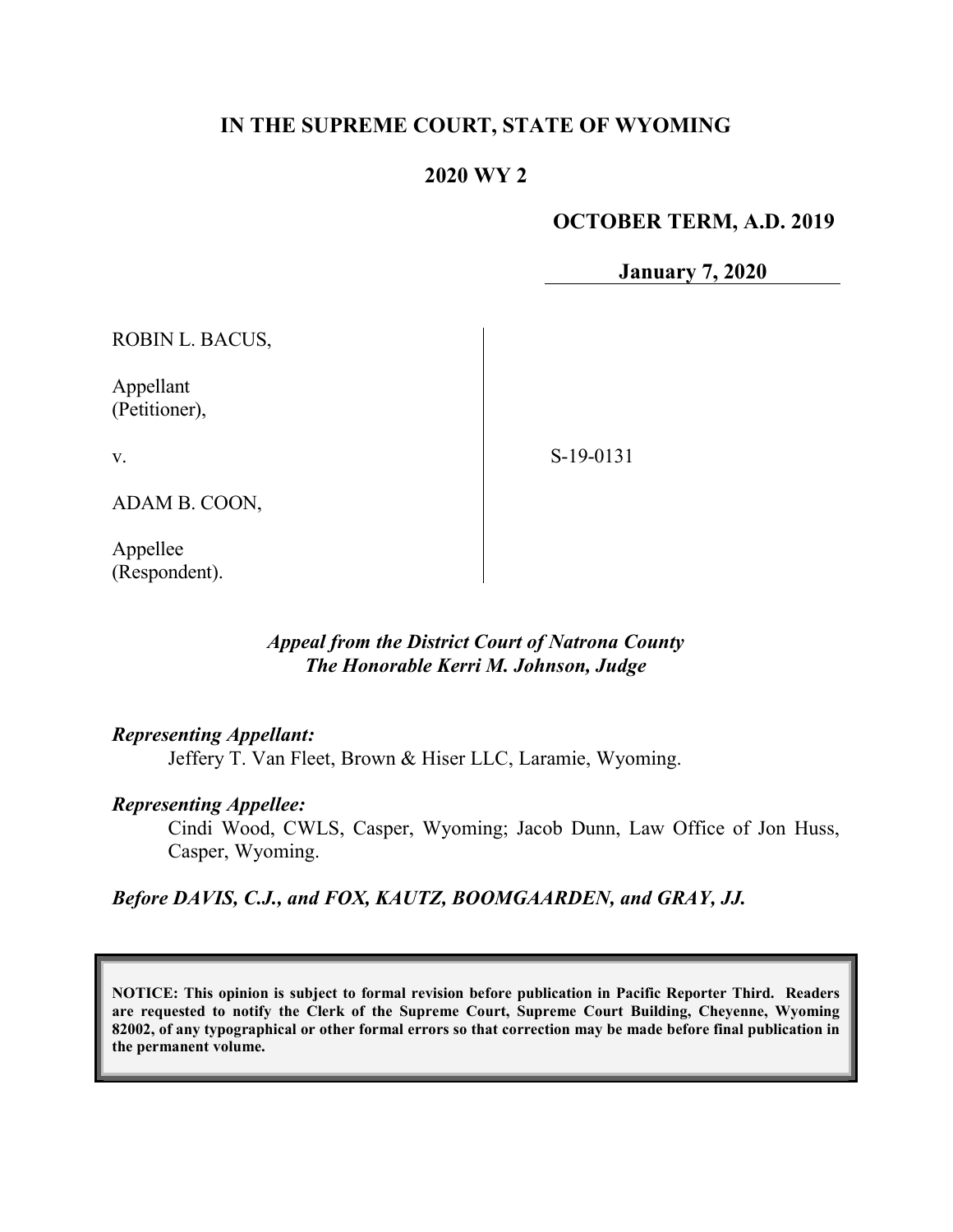# IN THE SUPREME COURT, STATE OF WYOMING

## 2020 WY 2

**OCTOBER TERM, A.D. 2019**

**January 7, 2020**

ROBIN L. BACUS,

Appellant
(Petitioner),

v.

ADAM B. COON,

Appellee
(Respondent).

S-19-0131

*Appeal from the District Court of Natrona County*
*The Honorable Kerri M. Johnson, Judge*

***Representing Appellant:***

Jeffery T. Van Fleet, Brown & Hiser LLC, Laramie, Wyoming.

***Representing Appellee:***

Cindi Wood, CWLS, Casper, Wyoming; Jacob Dunn, Law Office of Jon Huss, Casper, Wyoming.

***Before DAVIS, C.J., and FOX, KAUTZ, BOOMGAARDEN, and GRAY, JJ.***

**NOTICE: This opinion is subject to formal revision before publication in Pacific Reporter Third. Readers are requested to notify the Clerk of the Supreme Court, Supreme Court Building, Cheyenne, Wyoming 82002, of any typographical or other formal errors so that correction may be made before final publication in the permanent volume.**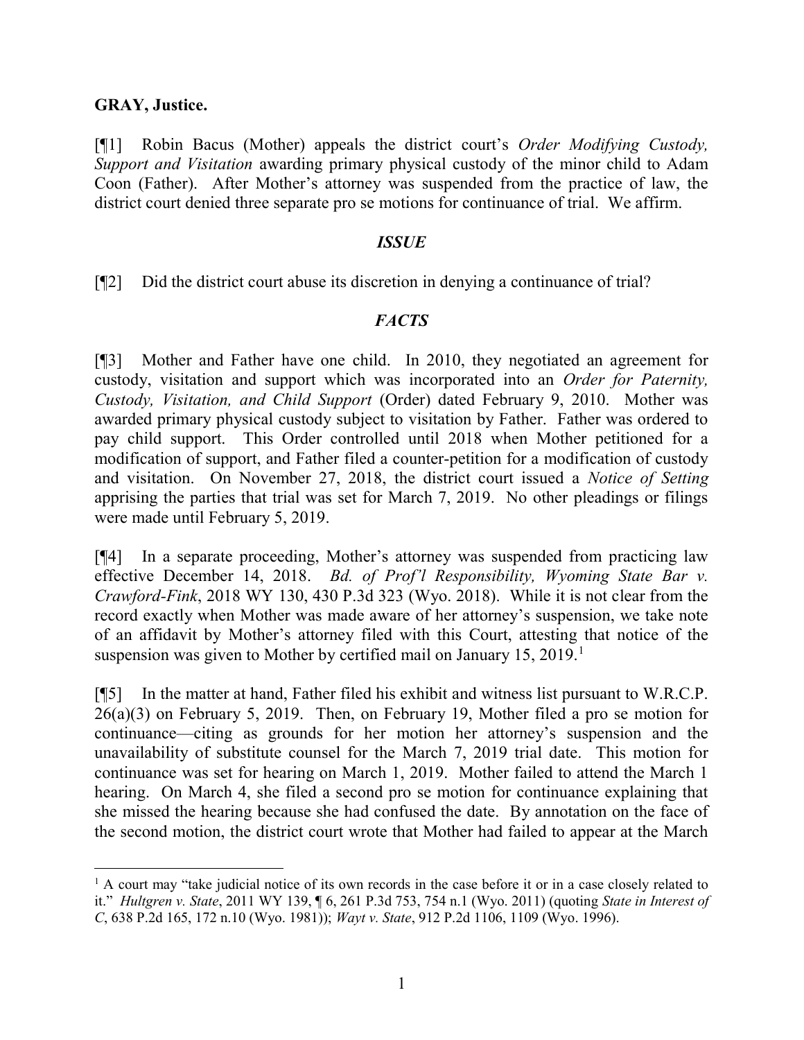**GRAY, Justice.**

[¶1] Robin Bacus (Mother) appeals the district court's *Order Modifying Custody, Support and Visitation* awarding primary physical custody of the minor child to Adam Coon (Father). After Mother's attorney was suspended from the practice of law, the district court denied three separate pro se motions for continuance of trial. We affirm.

## *ISSUE*

[¶2] Did the district court abuse its discretion in denying a continuance of trial?

## *FACTS*

[¶3] Mother and Father have one child. In 2010, they negotiated an agreement for custody, visitation and support which was incorporated into an *Order for Paternity, Custody, Visitation, and Child Support* (Order) dated February 9, 2010. Mother was awarded primary physical custody subject to visitation by Father. Father was ordered to pay child support. This Order controlled until 2018 when Mother petitioned for a modification of support, and Father filed a counter-petition for a modification of custody and visitation. On November 27, 2018, the district court issued a *Notice of Setting* apprising the parties that trial was set for March 7, 2019. No other pleadings or filings were made until February 5, 2019.

[¶4] In a separate proceeding, Mother's attorney was suspended from practicing law effective December 14, 2018. *Bd. of Prof'l Responsibility, Wyoming State Bar v. Crawford-Fink*, 2018 WY 130, 430 P.3d 323 (Wyo. 2018). While it is not clear from the record exactly when Mother was made aware of her attorney's suspension, we take note of an affidavit by Mother's attorney filed with this Court, attesting that notice of the suspension was given to Mother by certified mail on January 15, 2019.[1]

[¶5] In the matter at hand, Father filed his exhibit and witness list pursuant to W.R.C.P. 26(a)(3) on February 5, 2019. Then, on February 19, Mother filed a pro se motion for continuance—citing as grounds for her motion her attorney's suspension and the unavailability of substitute counsel for the March 7, 2019 trial date. This motion for continuance was set for hearing on March 1, 2019. Mother failed to attend the March 1 hearing. On March 4, she filed a second pro se motion for continuance explaining that she missed the hearing because she had confused the date. By annotation on the face of the second motion, the district court wrote that Mother had failed to appear at the March

---

[1] A court may "take judicial notice of its own records in the case before it or in a case closely related to it." *Hultgren v. State*, 2011 WY 139, ¶ 6, 261 P.3d 753, 754 n.1 (Wyo. 2011) (quoting *State in Interest of C*, 638 P.2d 165, 172 n.10 (Wyo. 1981)); *Wayt v. State*, 912 P.2d 1106, 1109 (Wyo. 1996).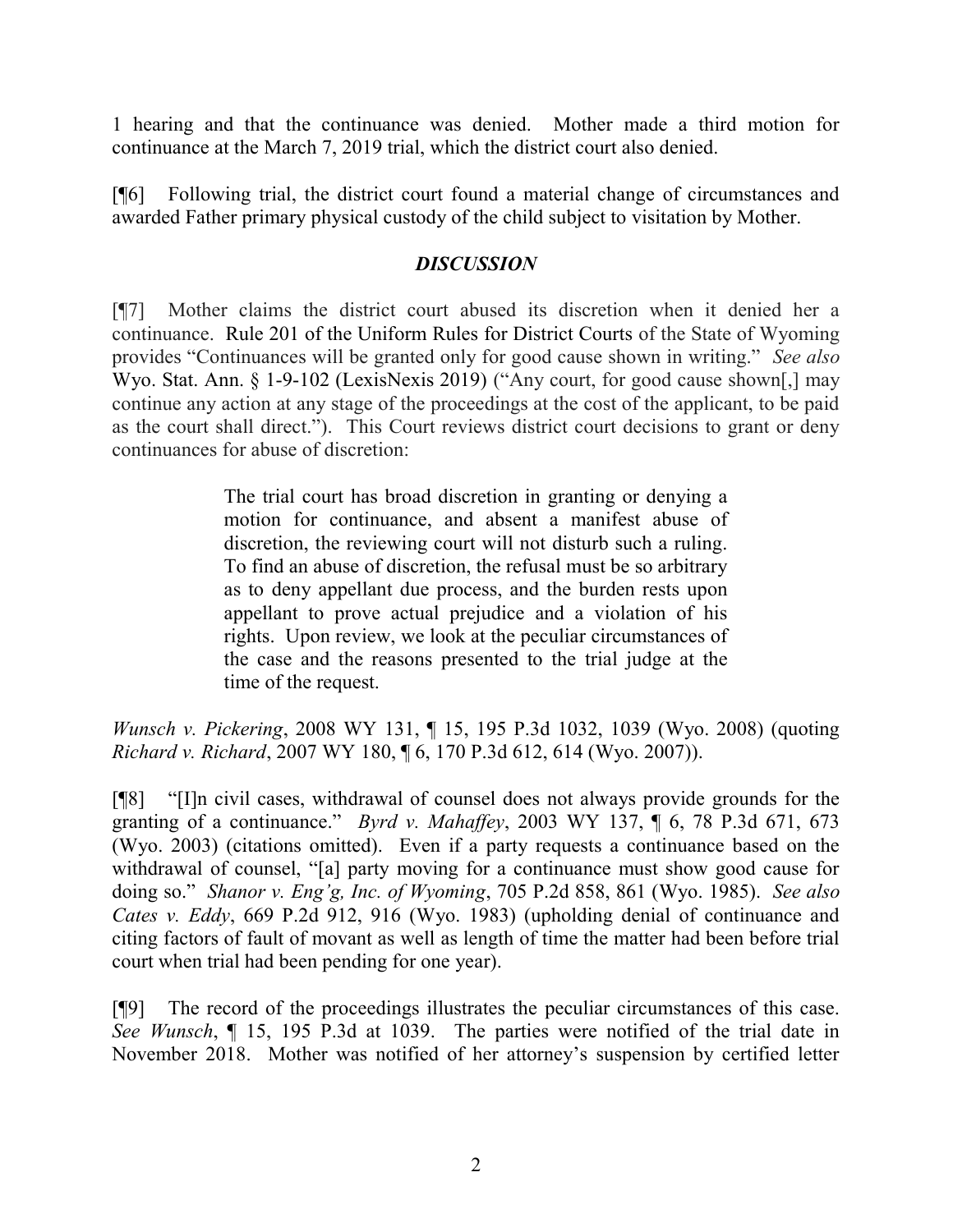1 hearing and that the continuance was denied. Mother made a third motion for continuance at the March 7, 2019 trial, which the district court also denied.

[¶6] Following trial, the district court found a material change of circumstances and awarded Father primary physical custody of the child subject to visitation by Mother.

## *DISCUSSION*

[¶7] Mother claims the district court abused its discretion when it denied her a continuance. Rule 201 of the Uniform Rules for District Courts of the State of Wyoming provides "Continuances will be granted only for good cause shown in writing." *See also* Wyo. Stat. Ann. § 1-9-102 (LexisNexis 2019) ("Any court, for good cause shown[,] may continue any action at any stage of the proceedings at the cost of the applicant, to be paid as the court shall direct."). This Court reviews district court decisions to grant or deny continuances for abuse of discretion:

> The trial court has broad discretion in granting or denying a motion for continuance, and absent a manifest abuse of discretion, the reviewing court will not disturb such a ruling. To find an abuse of discretion, the refusal must be so arbitrary as to deny appellant due process, and the burden rests upon appellant to prove actual prejudice and a violation of his rights. Upon review, we look at the peculiar circumstances of the case and the reasons presented to the trial judge at the time of the request.

*Wunsch v. Pickering*, 2008 WY 131, ¶ 15, 195 P.3d 1032, 1039 (Wyo. 2008) (quoting *Richard v. Richard*, 2007 WY 180, ¶ 6, 170 P.3d 612, 614 (Wyo. 2007)).

[¶8] "[I]n civil cases, withdrawal of counsel does not always provide grounds for the granting of a continuance." *Byrd v. Mahaffey*, 2003 WY 137, ¶ 6, 78 P.3d 671, 673 (Wyo. 2003) (citations omitted). Even if a party requests a continuance based on the withdrawal of counsel, "[a] party moving for a continuance must show good cause for doing so." *Shanor v. Eng'g, Inc. of Wyoming*, 705 P.2d 858, 861 (Wyo. 1985). *See also Cates v. Eddy*, 669 P.2d 912, 916 (Wyo. 1983) (upholding denial of continuance and citing factors of fault of movant as well as length of time the matter had been before trial court when trial had been pending for one year).

[¶9] The record of the proceedings illustrates the peculiar circumstances of this case. *See Wunsch*, ¶ 15, 195 P.3d at 1039. The parties were notified of the trial date in November 2018. Mother was notified of her attorney's suspension by certified letter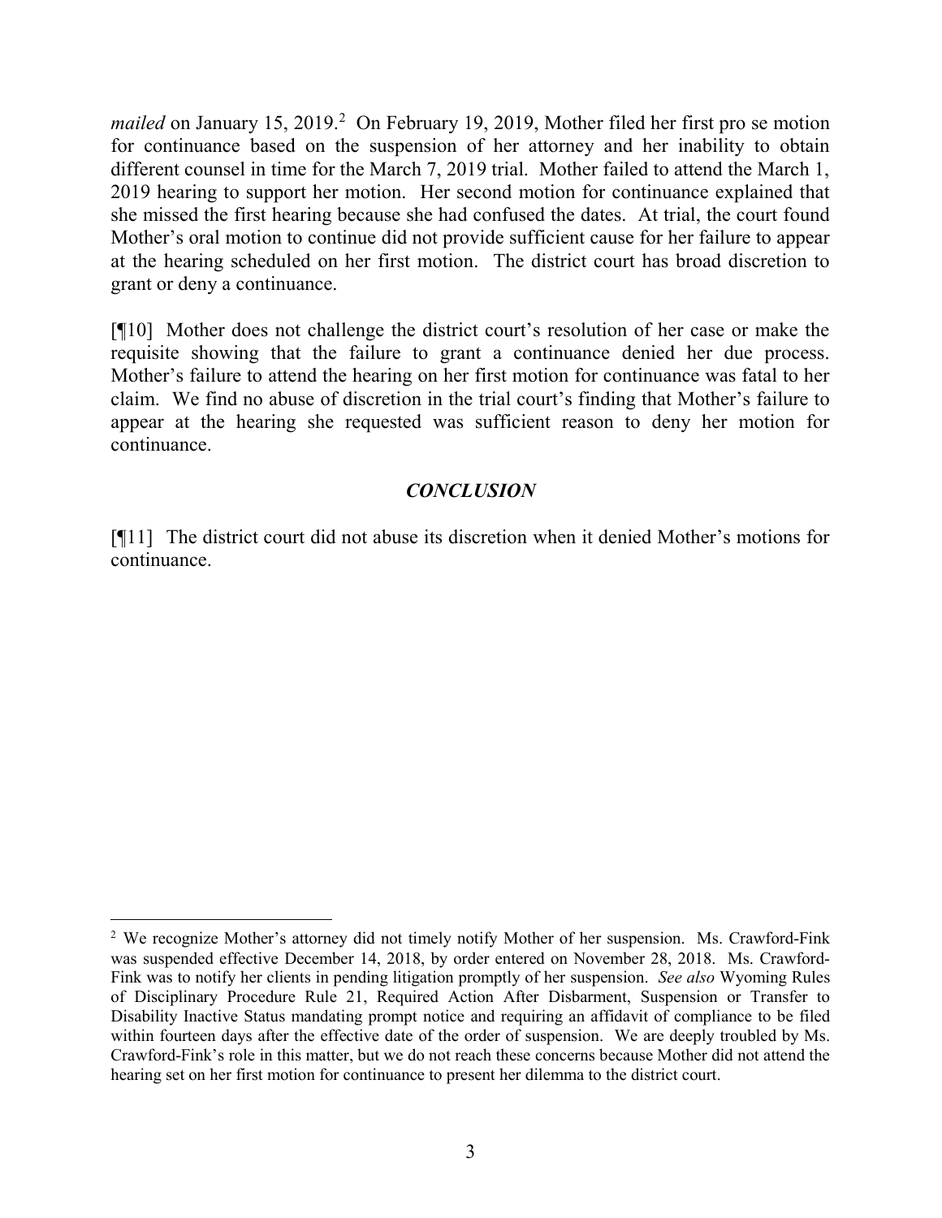*mailed* on January 15, 2019.[2] On February 19, 2019, Mother filed her first pro se motion for continuance based on the suspension of her attorney and her inability to obtain different counsel in time for the March 7, 2019 trial. Mother failed to attend the March 1, 2019 hearing to support her motion. Her second motion for continuance explained that she missed the first hearing because she had confused the dates. At trial, the court found Mother's oral motion to continue did not provide sufficient cause for her failure to appear at the hearing scheduled on her first motion. The district court has broad discretion to grant or deny a continuance.

[¶10] Mother does not challenge the district court's resolution of her case or make the requisite showing that the failure to grant a continuance denied her due process. Mother's failure to attend the hearing on her first motion for continuance was fatal to her claim. We find no abuse of discretion in the trial court's finding that Mother's failure to appear at the hearing she requested was sufficient reason to deny her motion for continuance.

## *CONCLUSION*

[¶11] The district court did not abuse its discretion when it denied Mother's motions for continuance.

---

[2] We recognize Mother's attorney did not timely notify Mother of her suspension. Ms. Crawford-Fink was suspended effective December 14, 2018, by order entered on November 28, 2018. Ms. Crawford-Fink was to notify her clients in pending litigation promptly of her suspension. *See also* Wyoming Rules of Disciplinary Procedure Rule 21, Required Action After Disbarment, Suspension or Transfer to Disability Inactive Status mandating prompt notice and requiring an affidavit of compliance to be filed within fourteen days after the effective date of the order of suspension. We are deeply troubled by Ms. Crawford-Fink's role in this matter, but we do not reach these concerns because Mother did not attend the hearing set on her first motion for continuance to present her dilemma to the district court.